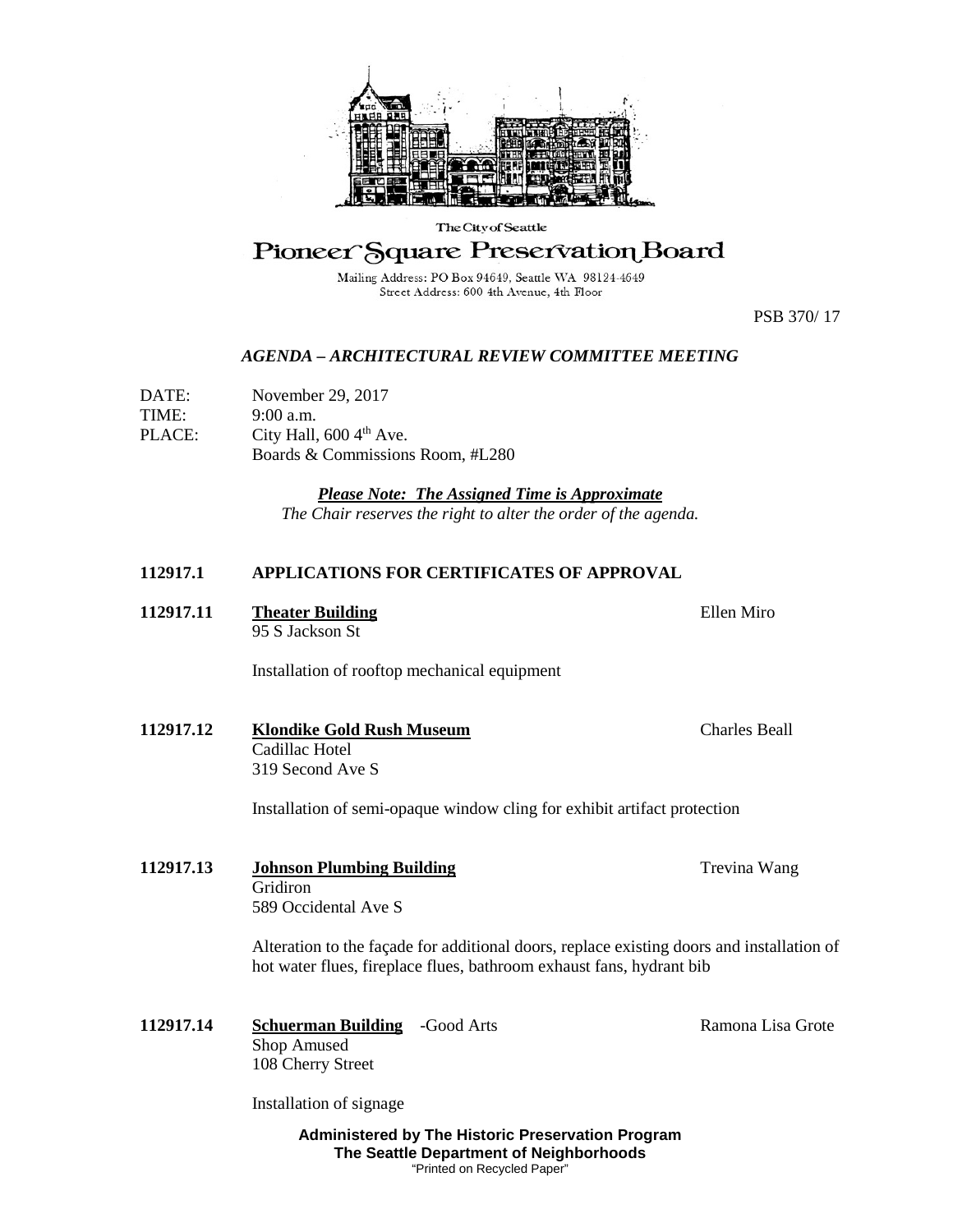The City of Seattle

# Pioneer Square Preservation Board

Mailing Address: PO Box 94649, Seattle WA 98124-4649
Street Address: 600 4th Avenue, 4th Floor

PSB 370/ 17

## *AGENDA – ARCHITECTURAL REVIEW COMMITTEE MEETING*

DATE: November 29, 2017
TIME: 9:00 a.m.
PLACE: City Hall, 600 4th Ave.
Boards & Commissions Room, #L280

***Please Note: The Assigned Time is Approximate***
*The Chair reserves the right to alter the order of the agenda.*

### 112917.1 APPLICATIONS FOR CERTIFICATES OF APPROVAL

**112917.11** **Theater Building** — Ellen Miro
95 S Jackson St

Installation of rooftop mechanical equipment

**112917.12** **Klondike Gold Rush Museum** — Charles Beall
Cadillac Hotel
319 Second Ave S

Installation of semi-opaque window cling for exhibit artifact protection

**112917.13** **Johnson Plumbing Building** — Trevina Wang
Gridiron
589 Occidental Ave S

Alteration to the façade for additional doors, replace existing doors and installation of hot water flues, fireplace flues, bathroom exhaust fans, hydrant bib

**112917.14** **Schuerman Building** -Good Arts — Ramona Lisa Grote
Shop Amused
108 Cherry Street

Installation of signage

**Administered by The Historic Preservation Program**
**The Seattle Department of Neighborhoods**
"Printed on Recycled Paper"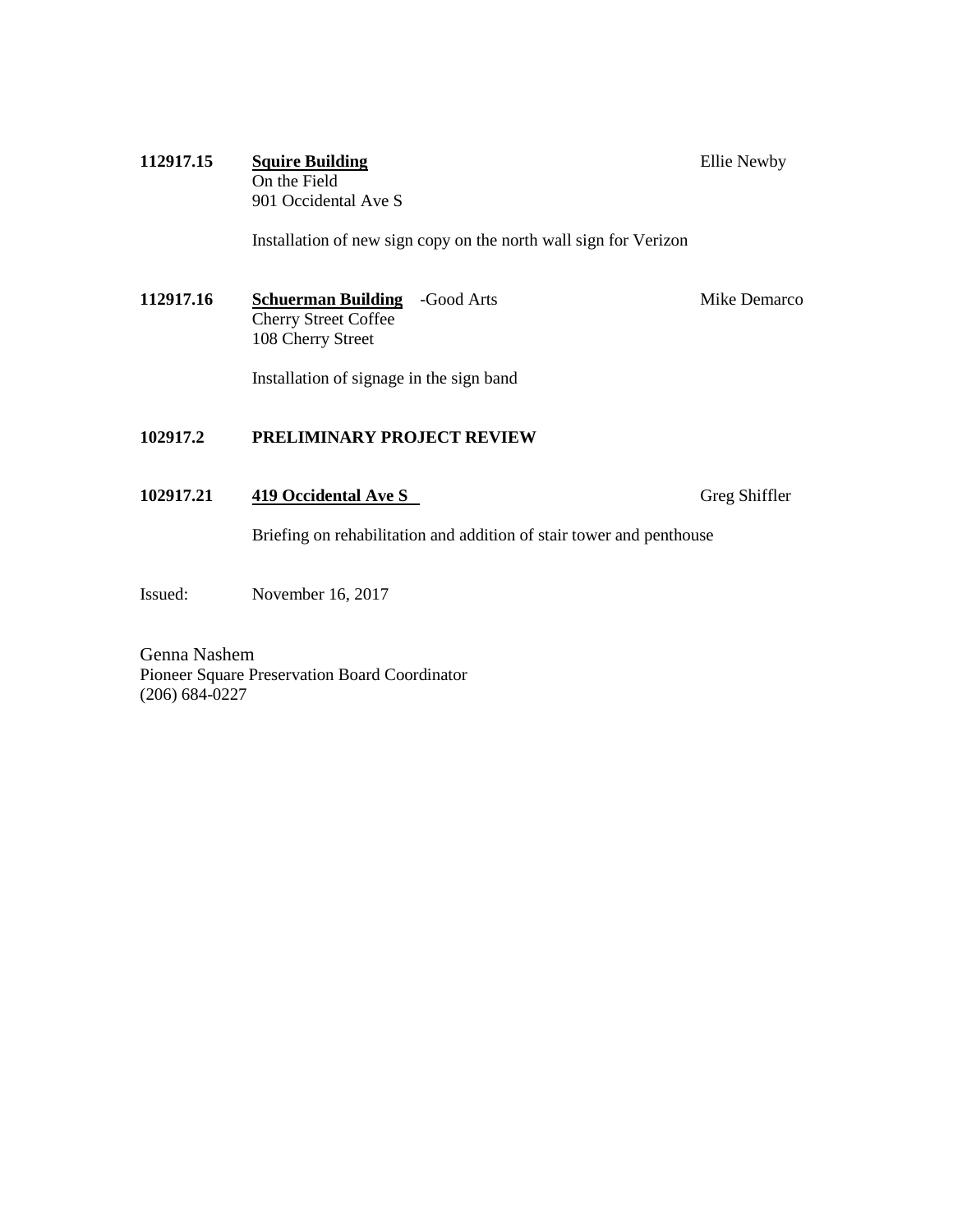**112917.15** **Squire Building** Ellie Newby
On the Field
901 Occidental Ave S

Installation of new sign copy on the north wall sign for Verizon

**112917.16** **Schuerman Building** -Good Arts Mike Demarco
Cherry Street Coffee
108 Cherry Street

Installation of signage in the sign band

**102917.2** **PRELIMINARY PROJECT REVIEW**

**102917.21** **419 Occidental Ave S** Greg Shiffler

Briefing on rehabilitation and addition of stair tower and penthouse

Issued: November 16, 2017

Genna Nashem
Pioneer Square Preservation Board Coordinator
(206) 684-0227